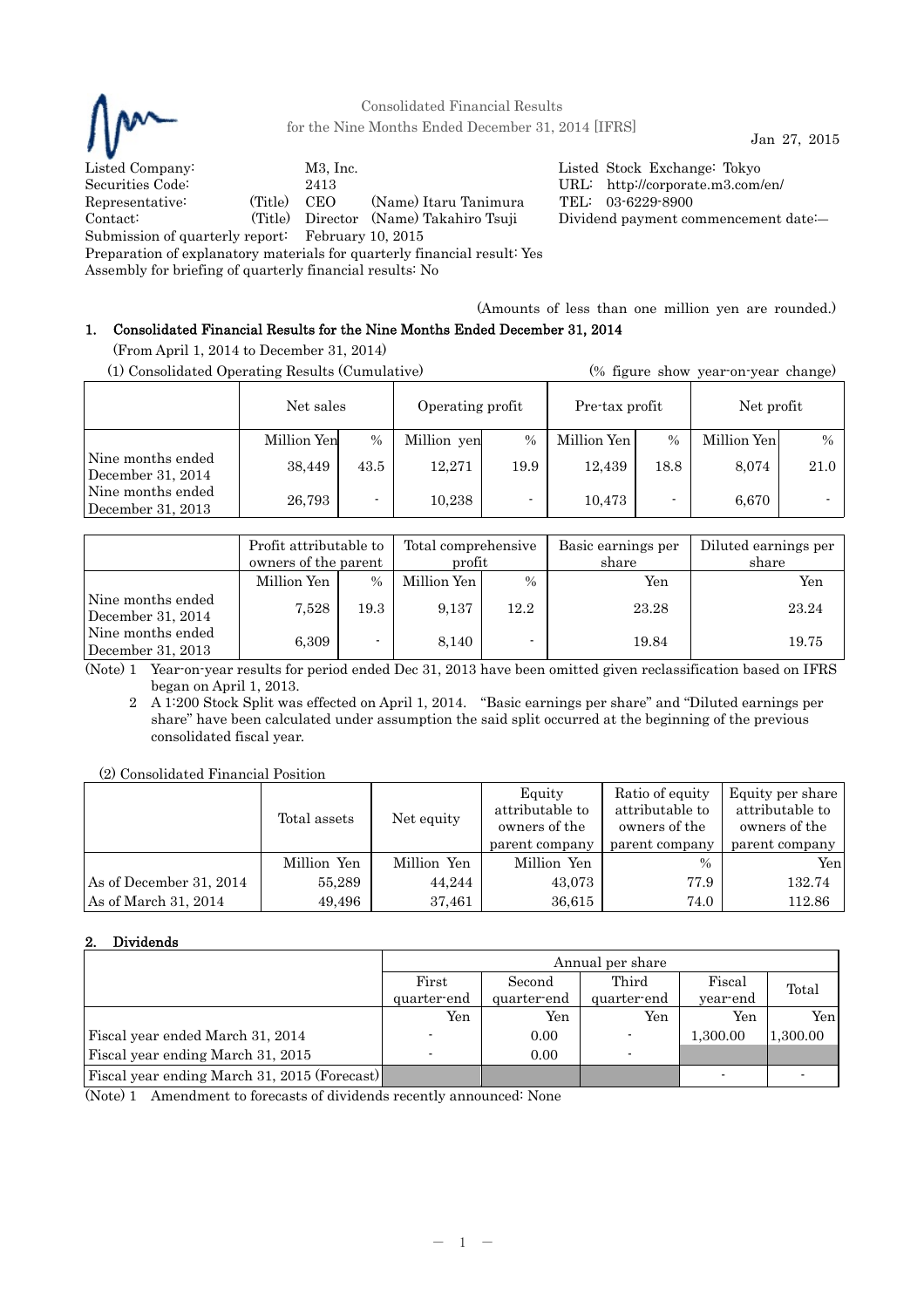Consolidated Financial Results
for the Nine Months Ended December 31, 2014 [IFRS]

Jan 27, 2015

Listed Company: M3, Inc.
Listed Stock Exchange: Tokyo
Securities Code: 2413
URL: http://corporate.m3.com/en/
Representative: (Title) CEO (Name) Itaru Tanimura
TEL: 03-6229-8900
Contact: (Title) Director (Name) Takahiro Tsuji
Dividend payment commencement date:―
Submission of quarterly report: February 10, 2015
Preparation of explanatory materials for quarterly financial result: Yes
Assembly for briefing of quarterly financial results: No

(Amounts of less than one million yen are rounded.)

## 1. Consolidated Financial Results for the Nine Months Ended December 31, 2014

(From April 1, 2014 to December 31, 2014)

(1) Consolidated Operating Results (Cumulative) (% figure show year-on-year change)

| | Net sales | | Operating profit | | Pre-tax profit | | Net profit | |
|---|---|---|---|---|---|---|---|---|
| | Million Yen | % | Million yen | % | Million Yen | % | Million Yen | % |
| Nine months ended December 31, 2014 | 38,449 | 43.5 | 12,271 | 19.9 | 12,439 | 18.8 | 8,074 | 21.0 |
| Nine months ended December 31, 2013 | 26,793 | - | 10,238 | - | 10,473 | - | 6,670 | - |

| | Profit attributable to owners of the parent | | Total comprehensive profit | | Basic earnings per share | Diluted earnings per share |
|---|---|---|---|---|---|---|
| | Million Yen | % | Million Yen | % | Yen | Yen |
| Nine months ended December 31, 2014 | 7,528 | 19.3 | 9,137 | 12.2 | 23.28 | 23.24 |
| Nine months ended December 31, 2013 | 6,309 | - | 8,140 | - | 19.84 | 19.75 |

(Note) 1 Year-on-year results for period ended Dec 31, 2013 have been omitted given reclassification based on IFRS began on April 1, 2013.

2 A 1:200 Stock Split was effected on April 1, 2014. "Basic earnings per share" and "Diluted earnings per share" have been calculated under assumption the said split occurred at the beginning of the previous consolidated fiscal year.

(2) Consolidated Financial Position

| | Total assets | Net equity | Equity attributable to owners of the parent company | Ratio of equity attributable to owners of the parent company | Equity per share attributable to owners of the parent company |
|---|---|---|---|---|---|
| | Million Yen | Million Yen | Million Yen | % | Yen |
| As of December 31, 2014 | 55,289 | 44,244 | 43,073 | 77.9 | 132.74 |
| As of March 31, 2014 | 49,496 | 37,461 | 36,615 | 74.0 | 112.86 |

## 2. Dividends

| | Annual per share | | | | |
|---|---|---|---|---|---|
| | First quarter-end | Second quarter-end | Third quarter-end | Fiscal year-end | Total |
| | Yen | Yen | Yen | Yen | Yen |
| Fiscal year ended March 31, 2014 | - | 0.00 | - | 1,300.00 | 1,300.00 |
| Fiscal year ending March 31, 2015 | - | 0.00 | - | | |
| Fiscal year ending March 31, 2015 (Forecast) | | | | - | - |

(Note) 1 Amendment to forecasts of dividends recently announced: None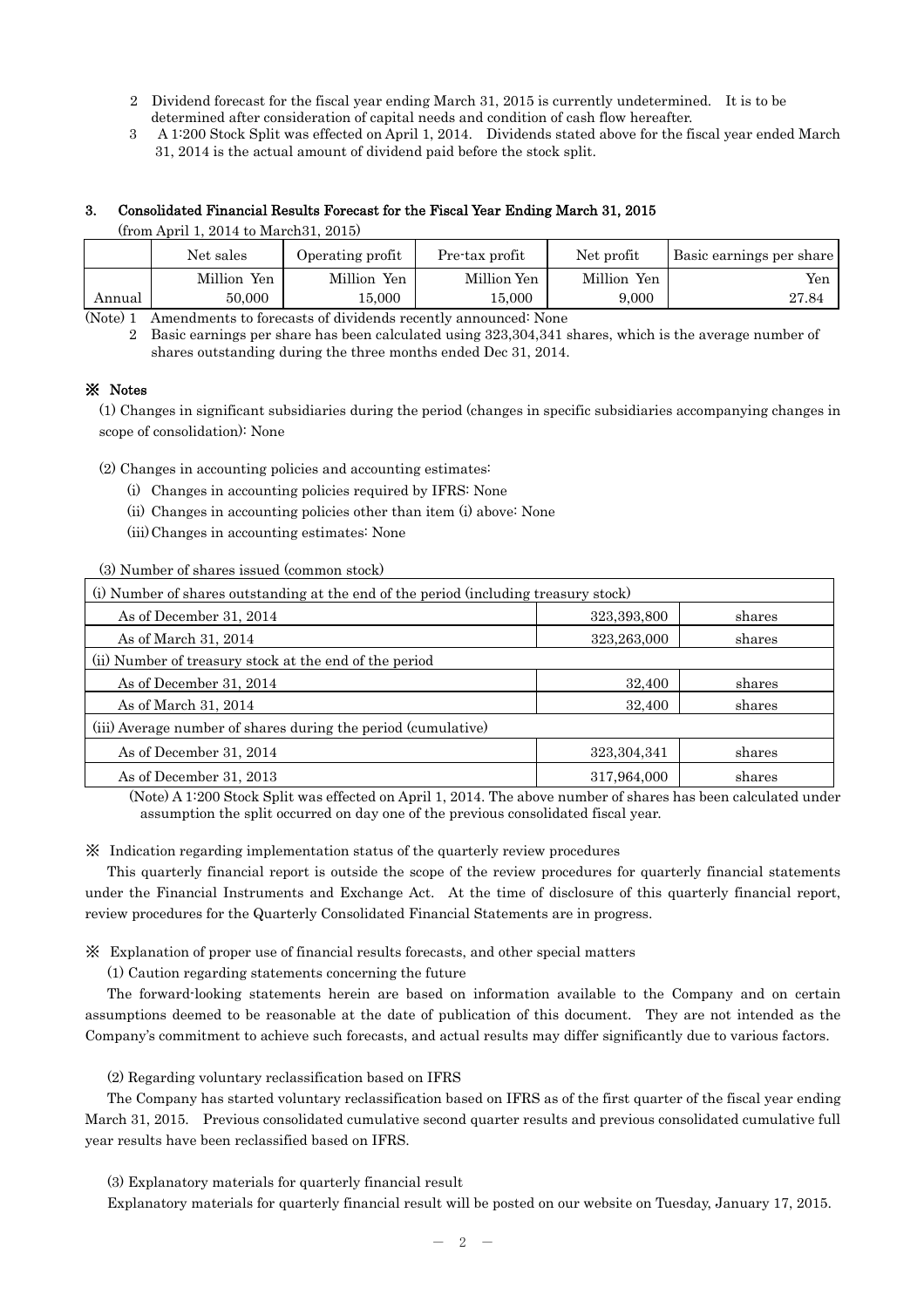2 Dividend forecast for the fiscal year ending March 31, 2015 is currently undetermined. It is to be determined after consideration of capital needs and condition of cash flow hereafter.

3 A 1:200 Stock Split was effected on April 1, 2014. Dividends stated above for the fiscal year ended March 31, 2014 is the actual amount of dividend paid before the stock split.

### 3. Consolidated Financial Results Forecast for the Fiscal Year Ending March 31, 2015

(from April 1, 2014 to March31, 2015)

| | Net sales | Operating profit | Pre-tax profit | Net profit | Basic earnings per share |
|---|---|---|---|---|---|
| | Million Yen | Million Yen | Million Yen | Million Yen | Yen |
| Annual | 50,000 | 15,000 | 15,000 | 9,000 | 27.84 |

(Note) 1 Amendments to forecasts of dividends recently announced: None

2 Basic earnings per share has been calculated using 323,304,341 shares, which is the average number of shares outstanding during the three months ended Dec 31, 2014.

### ※ Notes

(1) Changes in significant subsidiaries during the period (changes in specific subsidiaries accompanying changes in scope of consolidation): None

(2) Changes in accounting policies and accounting estimates:

(i) Changes in accounting policies required by IFRS: None

(ii) Changes in accounting policies other than item (i) above: None

(iii) Changes in accounting estimates: None

(3) Number of shares issued (common stock)

| | | |
|---|---|---|
| (i) Number of shares outstanding at the end of the period (including treasury stock) | | |
| As of December 31, 2014 | 323,393,800 | shares |
| As of March 31, 2014 | 323,263,000 | shares |
| (ii) Number of treasury stock at the end of the period | | |
| As of December 31, 2014 | 32,400 | shares |
| As of March 31, 2014 | 32,400 | shares |
| (iii) Average number of shares during the period (cumulative) | | |
| As of December 31, 2014 | 323,304,341 | shares |
| As of December 31, 2013 | 317,964,000 | shares |

(Note) A 1:200 Stock Split was effected on April 1, 2014. The above number of shares has been calculated under assumption the split occurred on day one of the previous consolidated fiscal year.

※ Indication regarding implementation status of the quarterly review procedures

This quarterly financial report is outside the scope of the review procedures for quarterly financial statements under the Financial Instruments and Exchange Act. At the time of disclosure of this quarterly financial report, review procedures for the Quarterly Consolidated Financial Statements are in progress.

※ Explanation of proper use of financial results forecasts, and other special matters

(1) Caution regarding statements concerning the future

The forward-looking statements herein are based on information available to the Company and on certain assumptions deemed to be reasonable at the date of publication of this document. They are not intended as the Company's commitment to achieve such forecasts, and actual results may differ significantly due to various factors.

(2) Regarding voluntary reclassification based on IFRS

The Company has started voluntary reclassification based on IFRS as of the first quarter of the fiscal year ending March 31, 2015. Previous consolidated cumulative second quarter results and previous consolidated cumulative full year results have been reclassified based on IFRS.

(3) Explanatory materials for quarterly financial result

Explanatory materials for quarterly financial result will be posted on our website on Tuesday, January 17, 2015.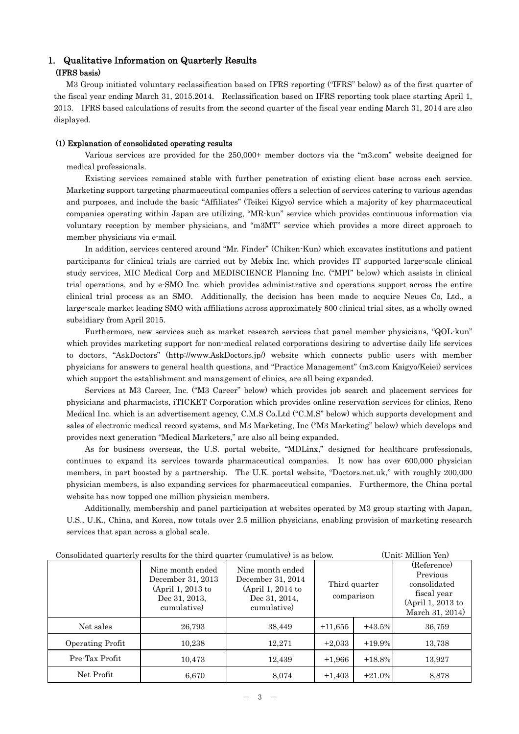## 1. Qualitative Information on Quarterly Results

### (IFRS basis)

M3 Group initiated voluntary reclassification based on IFRS reporting ("IFRS" below) as of the first quarter of the fiscal year ending March 31, 2015.2014. Reclassification based on IFRS reporting took place starting April 1, 2013. IFRS based calculations of results from the second quarter of the fiscal year ending March 31, 2014 are also displayed.

### (1) Explanation of consolidated operating results

Various services are provided for the 250,000+ member doctors via the "m3.com" website designed for medical professionals.

Existing services remained stable with further penetration of existing client base across each service. Marketing support targeting pharmaceutical companies offers a selection of services catering to various agendas and purposes, and include the basic "Affiliates" (Teikei Kigyo) service which a majority of key pharmaceutical companies operating within Japan are utilizing, "MR-kun" service which provides continuous information via voluntary reception by member physicians, and "m3MT" service which provides a more direct approach to member physicians via e-mail.

In addition, services centered around "Mr. Finder" (Chiken-Kun) which excavates institutions and patient participants for clinical trials are carried out by Mebix Inc. which provides IT supported large-scale clinical study services, MIC Medical Corp and MEDISCIENCE Planning Inc. ("MPI" below) which assists in clinical trial operations, and by e-SMO Inc. which provides administrative and operations support across the entire clinical trial process as an SMO. Additionally, the decision has been made to acquire Neues Co, Ltd., a large-scale market leading SMO with affiliations across approximately 800 clinical trial sites, as a wholly owned subsidiary from April 2015.

Furthermore, new services such as market research services that panel member physicians, "QOL-kun" which provides marketing support for non-medical related corporations desiring to advertise daily life services to doctors, "AskDoctors" (http://www.AskDoctors.jp/) website which connects public users with member physicians for answers to general health questions, and "Practice Management" (m3.com Kaigyo/Keiei) services which support the establishment and management of clinics, are all being expanded.

Services at M3 Career, Inc. ("M3 Career" below) which provides job search and placement services for physicians and pharmacists, iTICKET Corporation which provides online reservation services for clinics, Reno Medical Inc. which is an advertisement agency, C.M.S Co.Ltd ("C.M.S" below) which supports development and sales of electronic medical record systems, and M3 Marketing, Inc ("M3 Marketing" below) which develops and provides next generation "Medical Marketers," are also all being expanded.

As for business overseas, the U.S. portal website, "MDLinx," designed for healthcare professionals, continues to expand its services towards pharmaceutical companies. It now has over 600,000 physician members, in part boosted by a partnership. The U.K. portal website, "Doctors.net.uk," with roughly 200,000 physician members, is also expanding services for pharmaceutical companies. Furthermore, the China portal website has now topped one million physician members.

Additionally, membership and panel participation at websites operated by M3 group starting with Japan, U.S., U.K., China, and Korea, now totals over 2.5 million physicians, enabling provision of marketing research services that span across a global scale.

Consolidated quarterly results for the third quarter (cumulative) is as below. (Unit: Million Yen)

| | Nine month ended December 31, 2013 (April 1, 2013 to Dec 31, 2013, cumulative) | Nine month ended December 31, 2014 (April 1, 2014 to Dec 31, 2014, cumulative) | Third quarter comparison | | (Reference) Previous consolidated fiscal year (April 1, 2013 to March 31, 2014) |
|---|---|---|---|---|---|
| Net sales | 26,793 | 38,449 | +11,655 | +43.5% | 36,759 |
| Operating Profit | 10,238 | 12,271 | +2,033 | +19.9% | 13,738 |
| Pre-Tax Profit | 10,473 | 12,439 | +1,966 | +18.8% | 13,927 |
| Net Profit | 6,670 | 8,074 | +1,403 | +21.0% | 8,878 |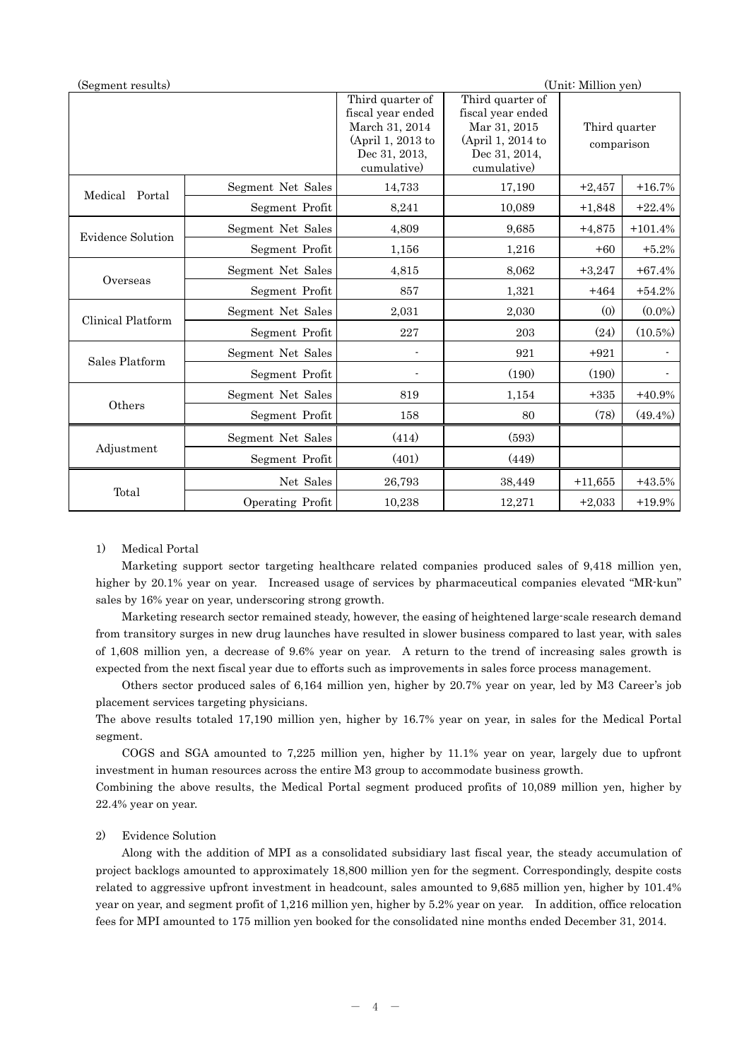(Segment results) (Unit: Million yen)

| | | Third quarter of fiscal year ended March 31, 2014 (April 1, 2013 to Dec 31, 2013, cumulative) | Third quarter of fiscal year ended Mar 31, 2015 (April 1, 2014 to Dec 31, 2014, cumulative) | Third quarter comparison | |
|---|---|---|---|---|---|
| Medical Portal | Segment Net Sales | 14,733 | 17,190 | +2,457 | +16.7% |
| | Segment Profit | 8,241 | 10,089 | +1,848 | +22.4% |
| Evidence Solution | Segment Net Sales | 4,809 | 9,685 | +4,875 | +101.4% |
| | Segment Profit | 1,156 | 1,216 | +60 | +5.2% |
| Overseas | Segment Net Sales | 4,815 | 8,062 | +3,247 | +67.4% |
| | Segment Profit | 857 | 1,321 | +464 | +54.2% |
| Clinical Platform | Segment Net Sales | 2,031 | 2,030 | (0) | (0.0%) |
| | Segment Profit | 227 | 203 | (24) | (10.5%) |
| Sales Platform | Segment Net Sales | - | 921 | +921 | - |
| | Segment Profit | - | (190) | (190) | - |
| Others | Segment Net Sales | 819 | 1,154 | +335 | +40.9% |
| | Segment Profit | 158 | 80 | (78) | (49.4%) |
| Adjustment | Segment Net Sales | (414) | (593) | | |
| | Segment Profit | (401) | (449) | | |
| Total | Net Sales | 26,793 | 38,449 | +11,655 | +43.5% |
| | Operating Profit | 10,238 | 12,271 | +2,033 | +19.9% |

1) Medical Portal

Marketing support sector targeting healthcare related companies produced sales of 9,418 million yen, higher by 20.1% year on year. Increased usage of services by pharmaceutical companies elevated "MR-kun" sales by 16% year on year, underscoring strong growth.

Marketing research sector remained steady, however, the easing of heightened large-scale research demand from transitory surges in new drug launches have resulted in slower business compared to last year, with sales of 1,608 million yen, a decrease of 9.6% year on year. A return to the trend of increasing sales growth is expected from the next fiscal year due to efforts such as improvements in sales force process management.

Others sector produced sales of 6,164 million yen, higher by 20.7% year on year, led by M3 Career's job placement services targeting physicians.

The above results totaled 17,190 million yen, higher by 16.7% year on year, in sales for the Medical Portal segment.

COGS and SGA amounted to 7,225 million yen, higher by 11.1% year on year, largely due to upfront investment in human resources across the entire M3 group to accommodate business growth.

Combining the above results, the Medical Portal segment produced profits of 10,089 million yen, higher by 22.4% year on year.

2) Evidence Solution

Along with the addition of MPI as a consolidated subsidiary last fiscal year, the steady accumulation of project backlogs amounted to approximately 18,800 million yen for the segment. Correspondingly, despite costs related to aggressive upfront investment in headcount, sales amounted to 9,685 million yen, higher by 101.4% year on year, and segment profit of 1,216 million yen, higher by 5.2% year on year. In addition, office relocation fees for MPI amounted to 175 million yen booked for the consolidated nine months ended December 31, 2014.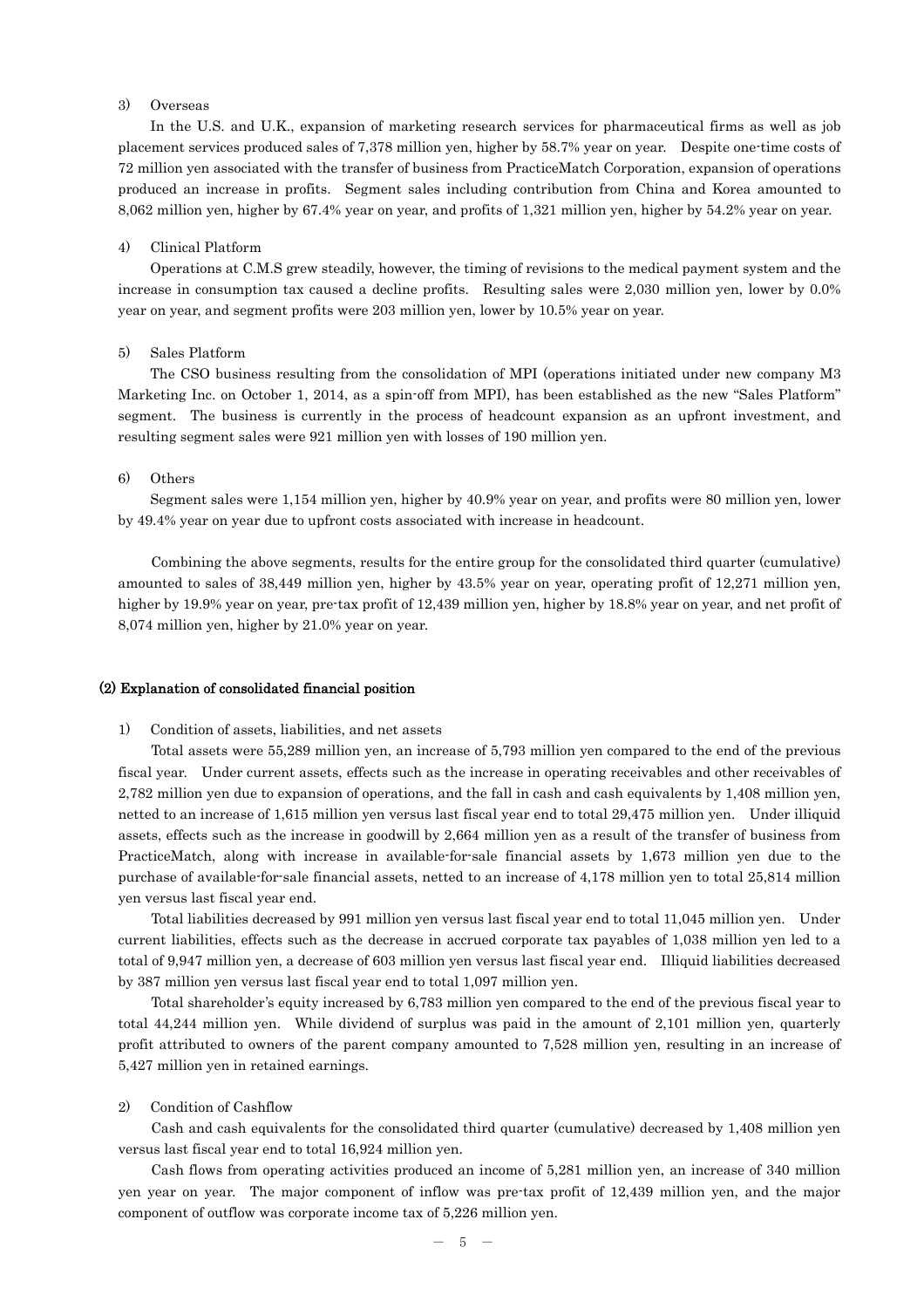3) Overseas

In the U.S. and U.K., expansion of marketing research services for pharmaceutical firms as well as job placement services produced sales of 7,378 million yen, higher by 58.7% year on year. Despite one-time costs of 72 million yen associated with the transfer of business from PracticeMatch Corporation, expansion of operations produced an increase in profits. Segment sales including contribution from China and Korea amounted to 8,062 million yen, higher by 67.4% year on year, and profits of 1,321 million yen, higher by 54.2% year on year.

4) Clinical Platform

Operations at C.M.S grew steadily, however, the timing of revisions to the medical payment system and the increase in consumption tax caused a decline profits. Resulting sales were 2,030 million yen, lower by 0.0% year on year, and segment profits were 203 million yen, lower by 10.5% year on year.

5) Sales Platform

The CSO business resulting from the consolidation of MPI (operations initiated under new company M3 Marketing Inc. on October 1, 2014, as a spin-off from MPI), has been established as the new "Sales Platform" segment. The business is currently in the process of headcount expansion as an upfront investment, and resulting segment sales were 921 million yen with losses of 190 million yen.

6) Others

Segment sales were 1,154 million yen, higher by 40.9% year on year, and profits were 80 million yen, lower by 49.4% year on year due to upfront costs associated with increase in headcount.

Combining the above segments, results for the entire group for the consolidated third quarter (cumulative) amounted to sales of 38,449 million yen, higher by 43.5% year on year, operating profit of 12,271 million yen, higher by 19.9% year on year, pre-tax profit of 12,439 million yen, higher by 18.8% year on year, and net profit of 8,074 million yen, higher by 21.0% year on year.

### (2) Explanation of consolidated financial position

1) Condition of assets, liabilities, and net assets

Total assets were 55,289 million yen, an increase of 5,793 million yen compared to the end of the previous fiscal year. Under current assets, effects such as the increase in operating receivables and other receivables of 2,782 million yen due to expansion of operations, and the fall in cash and cash equivalents by 1,408 million yen, netted to an increase of 1,615 million yen versus last fiscal year end to total 29,475 million yen. Under illiquid assets, effects such as the increase in goodwill by 2,664 million yen as a result of the transfer of business from PracticeMatch, along with increase in available-for-sale financial assets by 1,673 million yen due to the purchase of available-for-sale financial assets, netted to an increase of 4,178 million yen to total 25,814 million yen versus last fiscal year end.

Total liabilities decreased by 991 million yen versus last fiscal year end to total 11,045 million yen. Under current liabilities, effects such as the decrease in accrued corporate tax payables of 1,038 million yen led to a total of 9,947 million yen, a decrease of 603 million yen versus last fiscal year end. Illiquid liabilities decreased by 387 million yen versus last fiscal year end to total 1,097 million yen.

Total shareholder's equity increased by 6,783 million yen compared to the end of the previous fiscal year to total 44,244 million yen. While dividend of surplus was paid in the amount of 2,101 million yen, quarterly profit attributed to owners of the parent company amounted to 7,528 million yen, resulting in an increase of 5,427 million yen in retained earnings.

2) Condition of Cashflow

Cash and cash equivalents for the consolidated third quarter (cumulative) decreased by 1,408 million yen versus last fiscal year end to total 16,924 million yen.

Cash flows from operating activities produced an income of 5,281 million yen, an increase of 340 million yen year on year. The major component of inflow was pre-tax profit of 12,439 million yen, and the major component of outflow was corporate income tax of 5,226 million yen.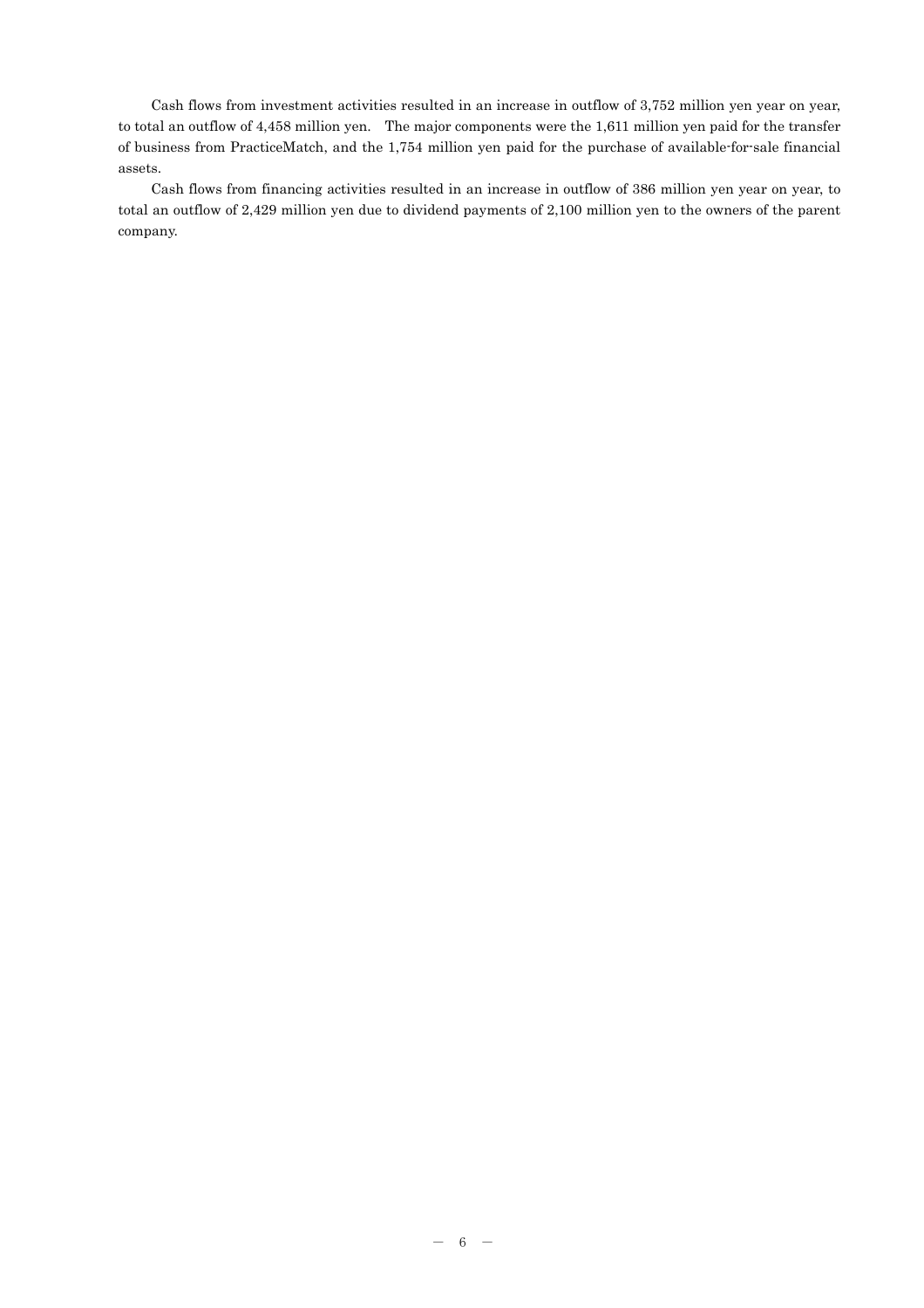Cash flows from investment activities resulted in an increase in outflow of 3,752 million yen year on year, to total an outflow of 4,458 million yen. The major components were the 1,611 million yen paid for the transfer of business from PracticeMatch, and the 1,754 million yen paid for the purchase of available-for-sale financial assets.

Cash flows from financing activities resulted in an increase in outflow of 386 million yen year on year, to total an outflow of 2,429 million yen due to dividend payments of 2,100 million yen to the owners of the parent company.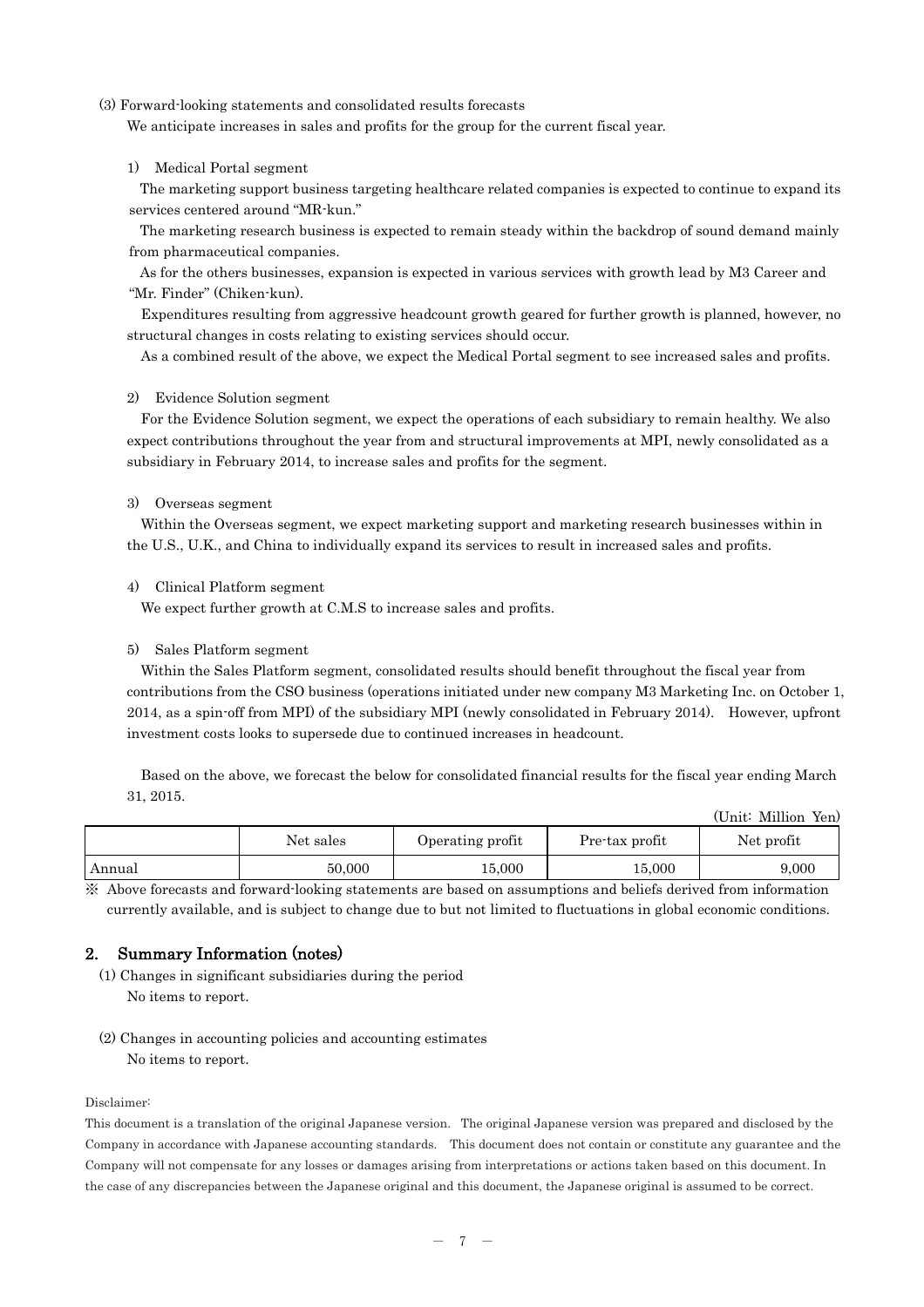(3) Forward-looking statements and consolidated results forecasts

We anticipate increases in sales and profits for the group for the current fiscal year.

1) Medical Portal segment

The marketing support business targeting healthcare related companies is expected to continue to expand its services centered around "MR-kun."

The marketing research business is expected to remain steady within the backdrop of sound demand mainly from pharmaceutical companies.

As for the others businesses, expansion is expected in various services with growth lead by M3 Career and "Mr. Finder" (Chiken-kun).

Expenditures resulting from aggressive headcount growth geared for further growth is planned, however, no structural changes in costs relating to existing services should occur.

As a combined result of the above, we expect the Medical Portal segment to see increased sales and profits.

2) Evidence Solution segment

For the Evidence Solution segment, we expect the operations of each subsidiary to remain healthy. We also expect contributions throughout the year from and structural improvements at MPI, newly consolidated as a subsidiary in February 2014, to increase sales and profits for the segment.

3) Overseas segment

Within the Overseas segment, we expect marketing support and marketing research businesses within in the U.S., U.K., and China to individually expand its services to result in increased sales and profits.

4) Clinical Platform segment

We expect further growth at C.M.S to increase sales and profits.

5) Sales Platform segment

Within the Sales Platform segment, consolidated results should benefit throughout the fiscal year from contributions from the CSO business (operations initiated under new company M3 Marketing Inc. on October 1, 2014, as a spin-off from MPI) of the subsidiary MPI (newly consolidated in February 2014). However, upfront investment costs looks to supersede due to continued increases in headcount.

Based on the above, we forecast the below for consolidated financial results for the fiscal year ending March 31, 2015.

(Unit: Million Yen)

| | Net sales | Operating profit | Pre-tax profit | Net profit |
|---|---|---|---|---|
| Annual | 50,000 | 15,000 | 15,000 | 9,000 |

※ Above forecasts and forward-looking statements are based on assumptions and beliefs derived from information currently available, and is subject to change due to but not limited to fluctuations in global economic conditions.

## 2. Summary Information (notes)

(1) Changes in significant subsidiaries during the period

No items to report.

(2) Changes in accounting policies and accounting estimates

No items to report.

Disclaimer:

This document is a translation of the original Japanese version. The original Japanese version was prepared and disclosed by the Company in accordance with Japanese accounting standards. This document does not contain or constitute any guarantee and the Company will not compensate for any losses or damages arising from interpretations or actions taken based on this document. In the case of any discrepancies between the Japanese original and this document, the Japanese original is assumed to be correct.